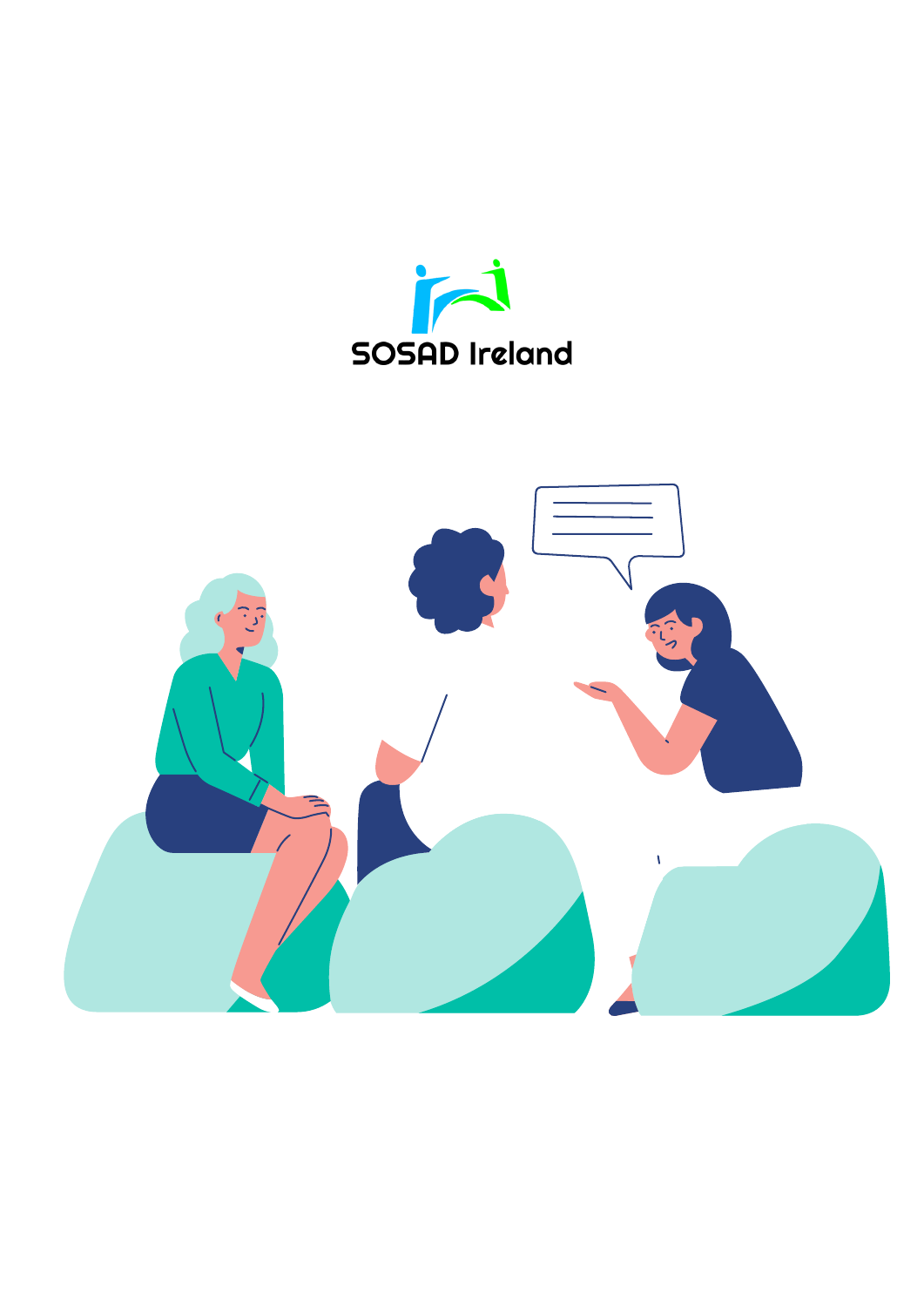SOSAD Ireland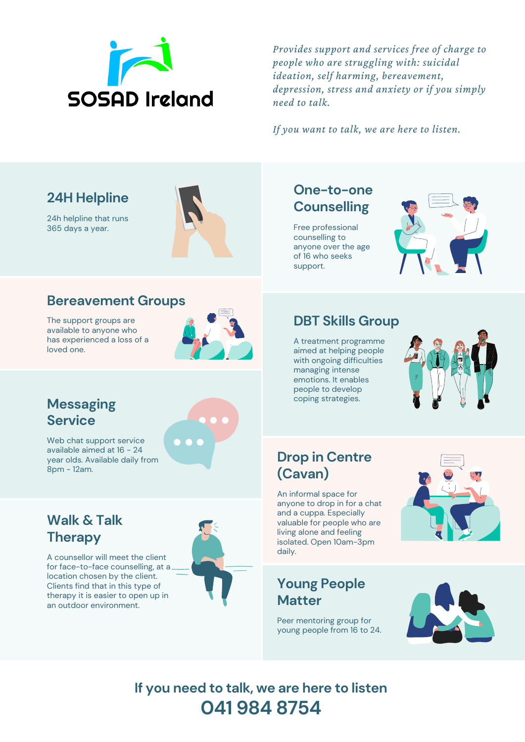# SOSAD Ireland

*Provides support and services free of charge to people who are struggling with: suicidal ideation, self harming, bereavement, depression, stress and anxiety or if you simply need to talk.*

*If you want to talk, we are here to listen.*

## 24H Helpline

24h helpline that runs 365 days a year.

## One-to-one Counselling

Free professional counselling to anyone over the age of 16 who seeks support.

## Bereavement Groups

The support groups are available to anyone who has experienced a loss of a loved one.

## DBT Skills Group

A treatment programme aimed at helping people with ongoing difficulties managing intense emotions. It enables people to develop coping strategies.

## Messaging Service

Web chat support service available aimed at 16 - 24 year olds. Available daily from 8pm - 12am.

## Drop in Centre (Cavan)

An informal space for anyone to drop in for a chat and a cuppa. Especially valuable for people who are living alone and feeling isolated. Open 10am-3pm daily.

## Walk & Talk Therapy

A counsellor will meet the client for face-to-face counselling, at a location chosen by the client. Clients find that in this type of therapy it is easier to open up in an outdoor environment.

## Young People Matter

Peer mentoring group for young people from 16 to 24.

**If you need to talk, we are here to listen**

**041 984 8754**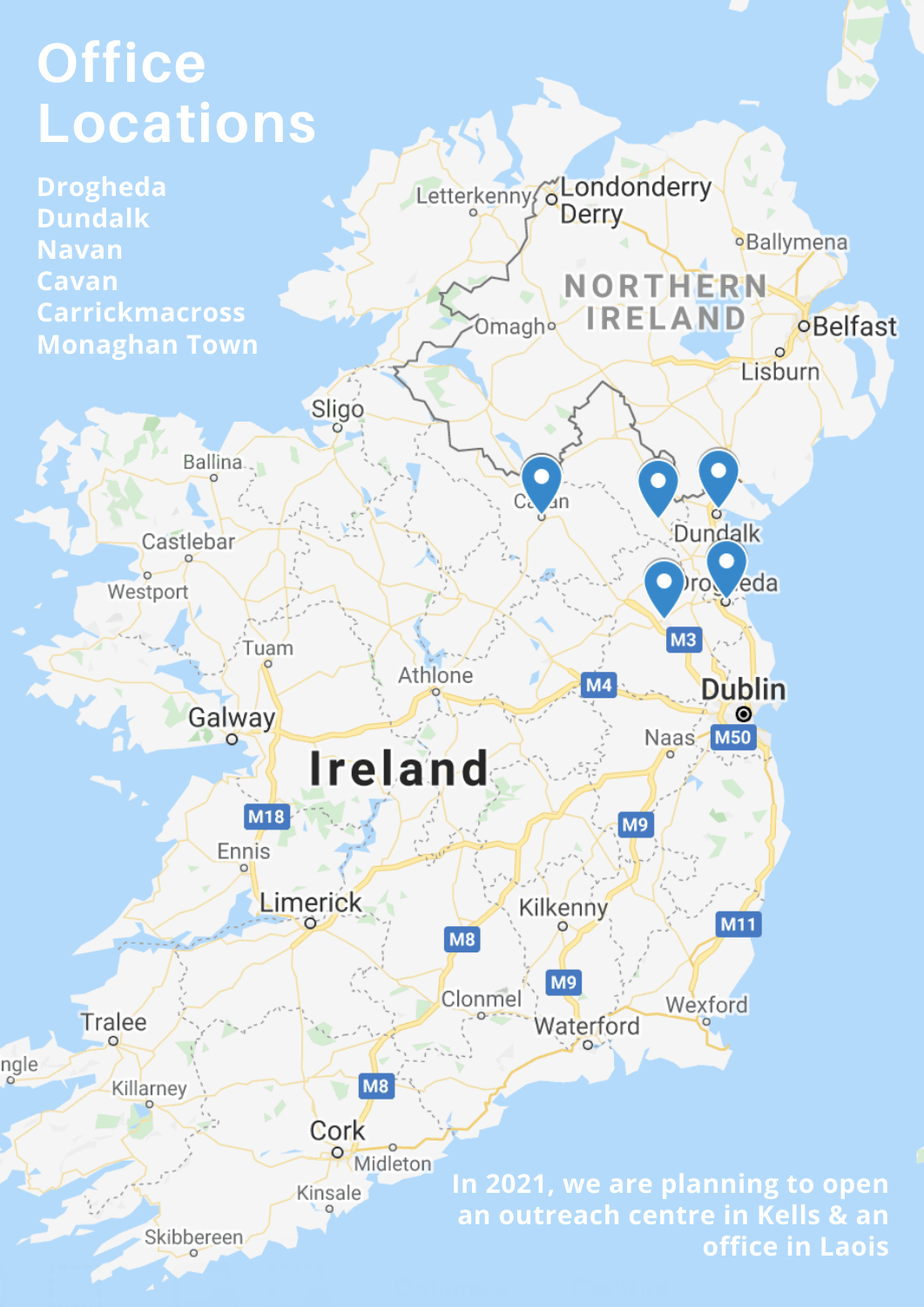# Office Locations

Drogheda
Dundalk
Navan
Cavan
Carrickmacross
Monaghan Town

In 2021, we are planning to open an outreach centre in Kells & an office in Laois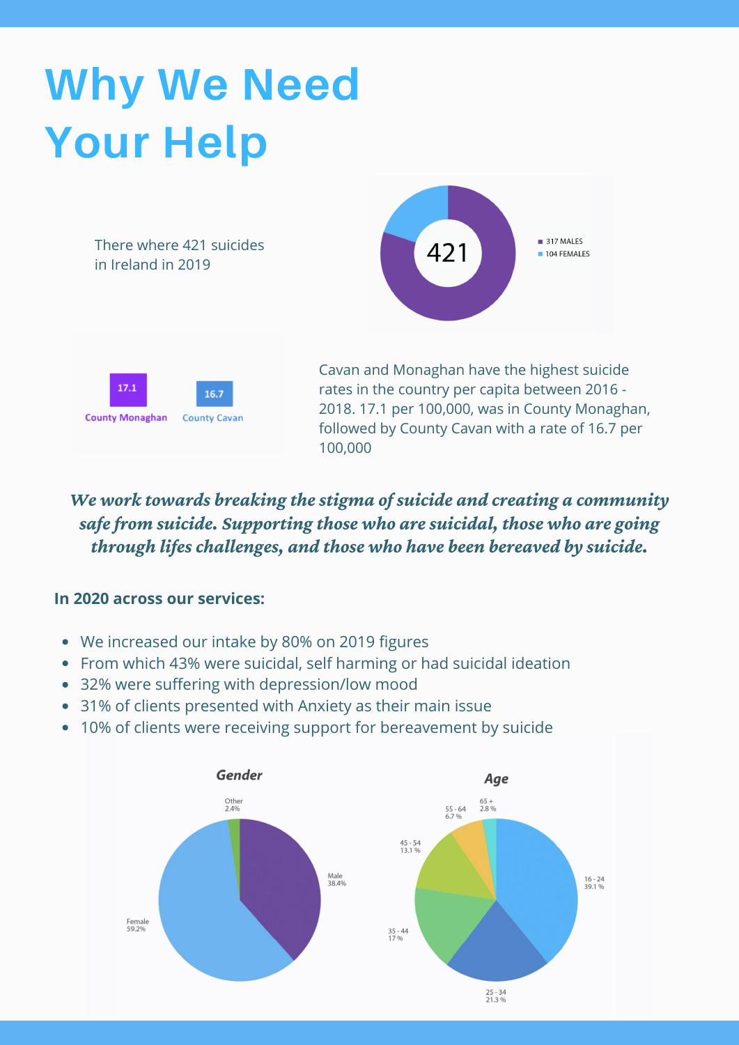# Why We Need Your Help

There where 421 suicides in Ireland in 2019

421

- 317 MALES
- 104 FEMALES

17.1 County Monaghan

16.7 County Cavan

Cavan and Monaghan have the highest suicide rates in the country per capita between 2016 - 2018. 17.1 per 100,000, was in County Monaghan, followed by County Cavan with a rate of 16.7 per 100,000

***We work towards breaking the stigma of suicide and creating a community safe from suicide. Supporting those who are suicidal, those who are going through lifes challenges, and those who have been bereaved by suicide.***

**In 2020 across our services:**

- We increased our intake by 80% on 2019 figures
- From which 43% were suicidal, self harming or had suicidal ideation
- 32% were suffering with depression/low mood
- 31% of clients presented with Anxiety as their main issue
- 10% of clients were receiving support for bereavement by suicide

**Gender**

- Other 2.4%
- Male 38.4%
- Female 59.2%

**Age**

- 16 - 24 39.1 %
- 25 - 34 21.3 %
- 35 - 44 17 %
- 45 - 54 13.1 %
- 55 - 64 6.7 %
- 65 + 2.8 %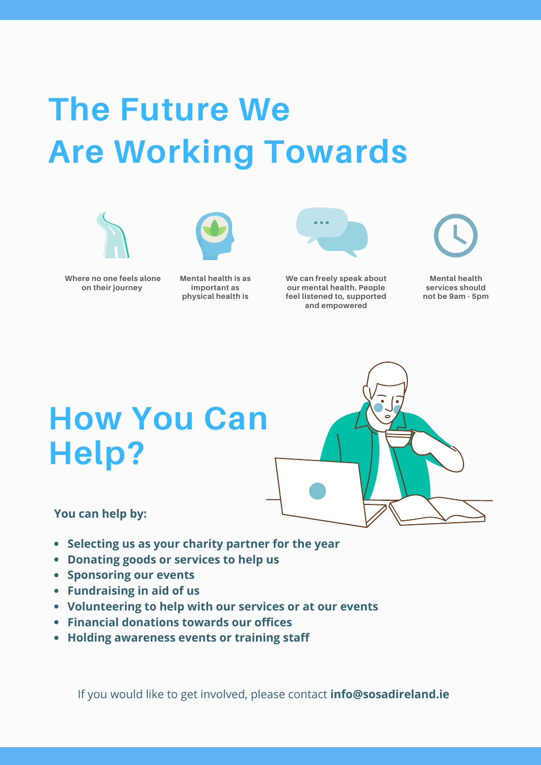# The Future We Are Working Towards

Where no one feels alone on their journey

Mental health is as important as physical health is

We can freely speak about our mental health. People feel listened to, supported and empowered

Mental health services should not be 9am - 5pm

# How You Can Help?

**You can help by:**

- **Selecting us as your charity partner for the year**
- **Donating goods or services to help us**
- **Sponsoring our events**
- **Fundraising in aid of us**
- **Volunteering to help with our services or at our events**
- **Financial donations towards our offices**
- **Holding awareness events or training staff**

If you would like to get involved, please contact **info@sosadireland.ie**